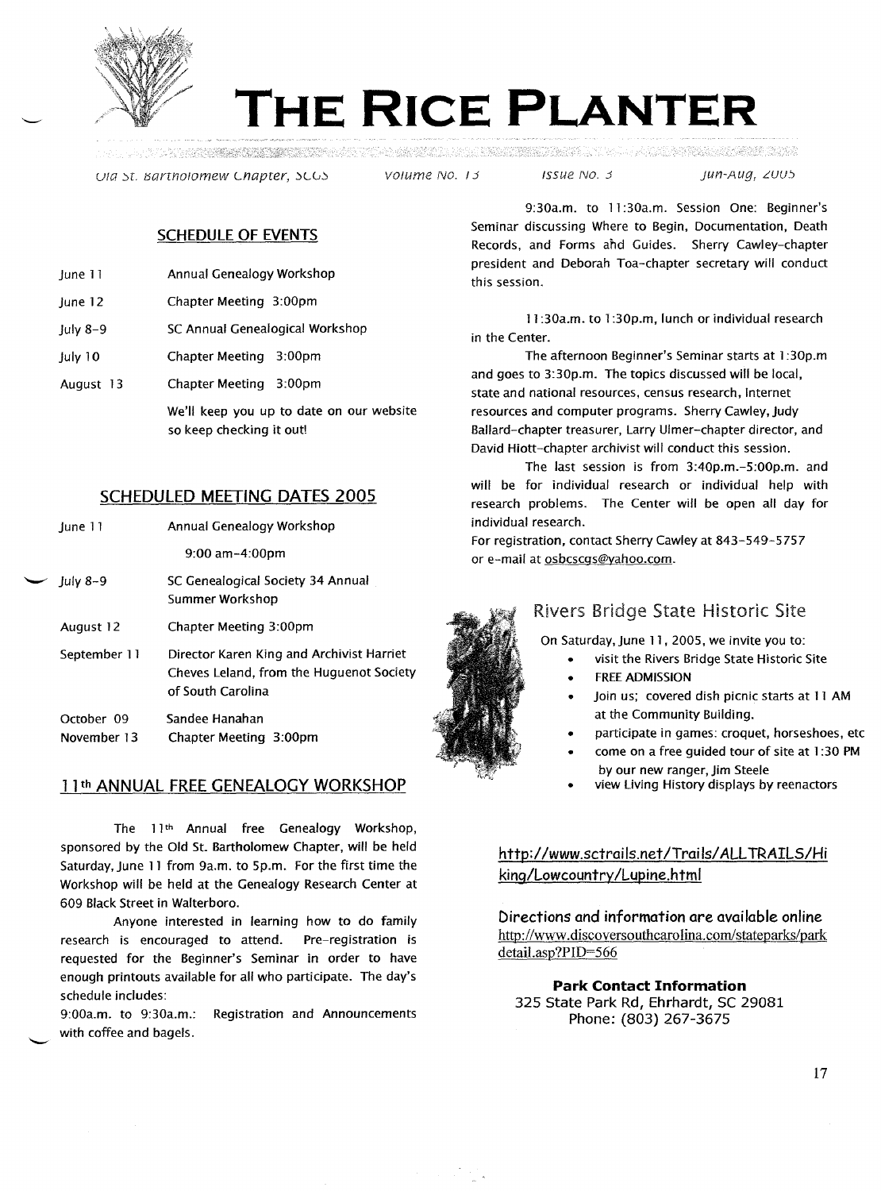# THE RICE PLANTER

Old St. Bartholomew Chapter, SCGS | Volume No. 13 | Issue No. 3 | Jun-Aug, 2005

## SCHEDULE OF EVENTS

| | |
|---|---|
| June 11 | Annual Genealogy Workshop |
| June 12 | Chapter Meeting 3:00pm |
| July 8-9 | SC Annual Genealogical Workshop |
| July 10 | Chapter Meeting 3:00pm |
| August 13 | Chapter Meeting 3:00pm |

We'll keep you up to date on our website so keep checking it out!

## SCHEDULED MEETING DATES 2005

| | |
|---|---|
| June 11 | Annual Genealogy Workshop 9:00 am-4:00pm |
| July 8-9 | SC Genealogical Society 34 Annual Summer Workshop |
| August 12 | Chapter Meeting 3:00pm |
| September 11 | Director Karen King and Archivist Harriet Cheves Leland, from the Huguenot Society of South Carolina |
| October 09 | Sandee Hanahan |
| November 13 | Chapter Meeting 3:00pm |

## 11th ANNUAL FREE GENEALOGY WORKSHOP

The 11th Annual free Genealogy Workshop, sponsored by the Old St. Bartholomew Chapter, will be held Saturday, June 11 from 9a.m. to 5p.m. For the first time the Workshop will be held at the Genealogy Research Center at 609 Black Street in Walterboro.

Anyone interested in learning how to do family research is encouraged to attend. Pre-registration is requested for the Beginner's Seminar in order to have enough printouts available for all who participate. The day's schedule includes:

9:00a.m. to 9:30a.m.: Registration and Announcements with coffee and bagels.

9:30a.m. to 11:30a.m. Session One: Beginner's Seminar discussing Where to Begin, Documentation, Death Records, and Forms and Guides. Sherry Cawley-chapter president and Deborah Toa-chapter secretary will conduct this session.

11:30a.m. to 1:30p.m, lunch or individual research in the Center.

The afternoon Beginner's Seminar starts at 1:30p.m and goes to 3:30p.m. The topics discussed will be local, state and national resources, census research, Internet resources and computer programs. Sherry Cawley, Judy Ballard-chapter treasurer, Larry Ulmer-chapter director, and David Hiott-chapter archivist will conduct this session.

The last session is from 3:40p.m.-5:00p.m. and will be for individual research or individual help with research problems. The Center will be open all day for individual research.

For registration, contact Sherry Cawley at 843-549-5757 or e-mail at osbcscgs@yahoo.com.

## Rivers Bridge State Historic Site

On Saturday, June 11, 2005, we invite you to:

- visit the Rivers Bridge State Historic Site
- FREE ADMISSION
- Join us; covered dish picnic starts at 11 AM at the Community Building.
- participate in games: croquet, horseshoes, etc
- come on a free guided tour of site at 1:30 PM by our new ranger, Jim Steele
- view Living History displays by reenactors

http://www.sctrails.net/Trails/ALLTRAILS/Hiking/Lowcountry/Lupine.html

Directions and information are available online
http://www.discoversouthcarolina.com/stateparks/parkdetail.asp?PID=566

**Park Contact Information**
325 State Park Rd, Ehrhardt, SC 29081
Phone: (803) 267-3675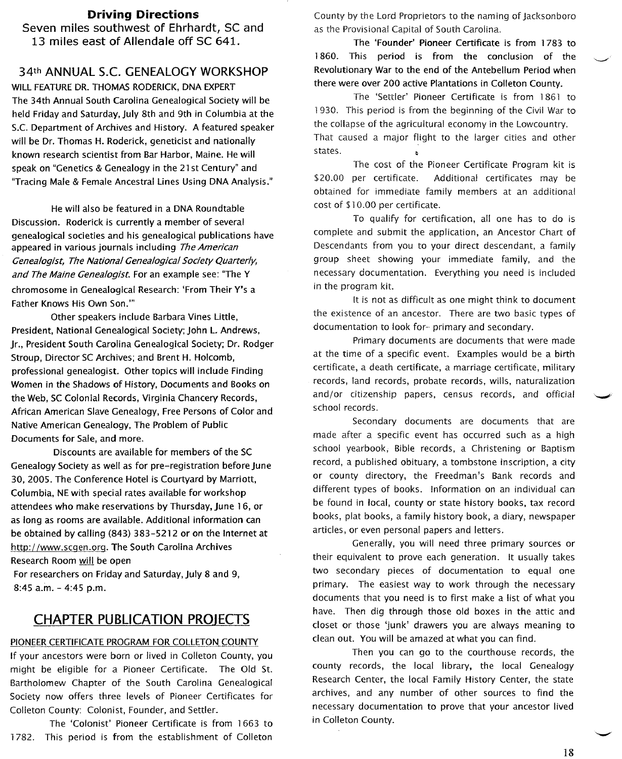**Driving Directions**

Seven miles southwest of Ehrhardt, SC and 13 miles east of Allendale off SC 641.

## 34th ANNUAL S.C. GENEALOGY WORKSHOP

WILL FEATURE DR. THOMAS RODERICK, DNA EXPERT

The 34th Annual South Carolina Genealogical Society will be held Friday and Saturday, July 8th and 9th in Columbia at the S.C. Department of Archives and History. A featured speaker will be Dr. Thomas H. Roderick, geneticist and nationally known research scientist from Bar Harbor, Maine. He will speak on "Genetics & Genealogy in the 21st Century" and "Tracing Male & Female Ancestral Lines Using DNA Analysis."

He will also be featured in a DNA Roundtable Discussion. Roderick is currently a member of several genealogical societies and his genealogical publications have appeared in various journals including *The American Genealogist, The National Genealogical Society Quarterly, and The Maine Genealogist.* For an example see: "The Y chromosome in Genealogical Research: 'From Their Y's a Father Knows His Own Son.'"

Other speakers include Barbara Vines Little, President, National Genealogical Society; John L. Andrews, Jr., President South Carolina Genealogical Society; Dr. Rodger Stroup, Director SC Archives; and Brent H. Holcomb, professional genealogist. Other topics will include Finding Women in the Shadows of History, Documents and Books on the Web, SC Colonial Records, Virginia Chancery Records, African American Slave Genealogy, Free Persons of Color and Native American Genealogy, The Problem of Public Documents for Sale, and more.

Discounts are available for members of the SC Genealogy Society as well as for pre-registration before June 30, 2005. The Conference Hotel is Courtyard by Marriott, Columbia, NE with special rates available for workshop attendees who make reservations by Thursday, June 16, or as long as rooms are available. Additional information can be obtained by calling (843) 383-5212 or on the Internet at http://www.scgen.org. The South Carolina Archives Research Room will be open For researchers on Friday and Saturday, July 8 and 9, 8:45 a.m. - 4:45 p.m.

## CHAPTER PUBLICATION PROJECTS

### PIONEER CERTIFICATE PROGRAM FOR COLLETON COUNTY

If your ancestors were born or lived in Colleton County, you might be eligible for a Pioneer Certificate. The Old St. Bartholomew Chapter of the South Carolina Genealogical Society now offers three levels of Pioneer Certificates for Colleton County: Colonist, Founder, and Settler.

The 'Colonist' Pioneer Certificate is from 1663 to 1782. This period is from the establishment of Colleton County by the Lord Proprietors to the naming of Jacksonboro as the Provisional Capital of South Carolina.

The 'Founder' Pioneer Certificate is from 1783 to 1860. This period is from the conclusion of the Revolutionary War to the end of the Antebellum Period when there were over 200 active Plantations in Colleton County.

The 'Settler' Pioneer Certificate is from 1861 to 1930. This period is from the beginning of the Civil War to the collapse of the agricultural economy in the Lowcountry. That caused a major flight to the larger cities and other states.

The cost of the Pioneer Certificate Program kit is $20.00 per certificate. Additional certificates may be obtained for immediate family members at an additional cost of $10.00 per certificate.

To qualify for certification, all one has to do is complete and submit the application, an Ancestor Chart of Descendants from you to your direct descendant, a family group sheet showing your immediate family, and the necessary documentation. Everything you need is included in the program kit.

It is not as difficult as one might think to document the existence of an ancestor. There are two basic types of documentation to look for- primary and secondary.

Primary documents are documents that were made at the time of a specific event. Examples would be a birth certificate, a death certificate, a marriage certificate, military records, land records, probate records, wills, naturalization and/or citizenship papers, census records, and official school records.

Secondary documents are documents that are made after a specific event has occurred such as a high school yearbook, Bible records, a Christening or Baptism record, a published obituary, a tombstone inscription, a city or county directory, the Freedman's Bank records and different types of books. Information on an individual can be found in local, county or state history books, tax record books, plat books, a family history book, a diary, newspaper articles, or even personal papers and letters.

Generally, you will need three primary sources or their equivalent to prove each generation. It usually takes two secondary pieces of documentation to equal one primary. The easiest way to work through the necessary documents that you need is to first make a list of what you have. Then dig through those old boxes in the attic and closet or those 'junk' drawers you are always meaning to clean out. You will be amazed at what you can find.

Then you can go to the courthouse records, the county records, the local library, the local Genealogy Research Center, the local Family History Center, the state archives, and any number of other sources to find the necessary documentation to prove that your ancestor lived in Colleton County.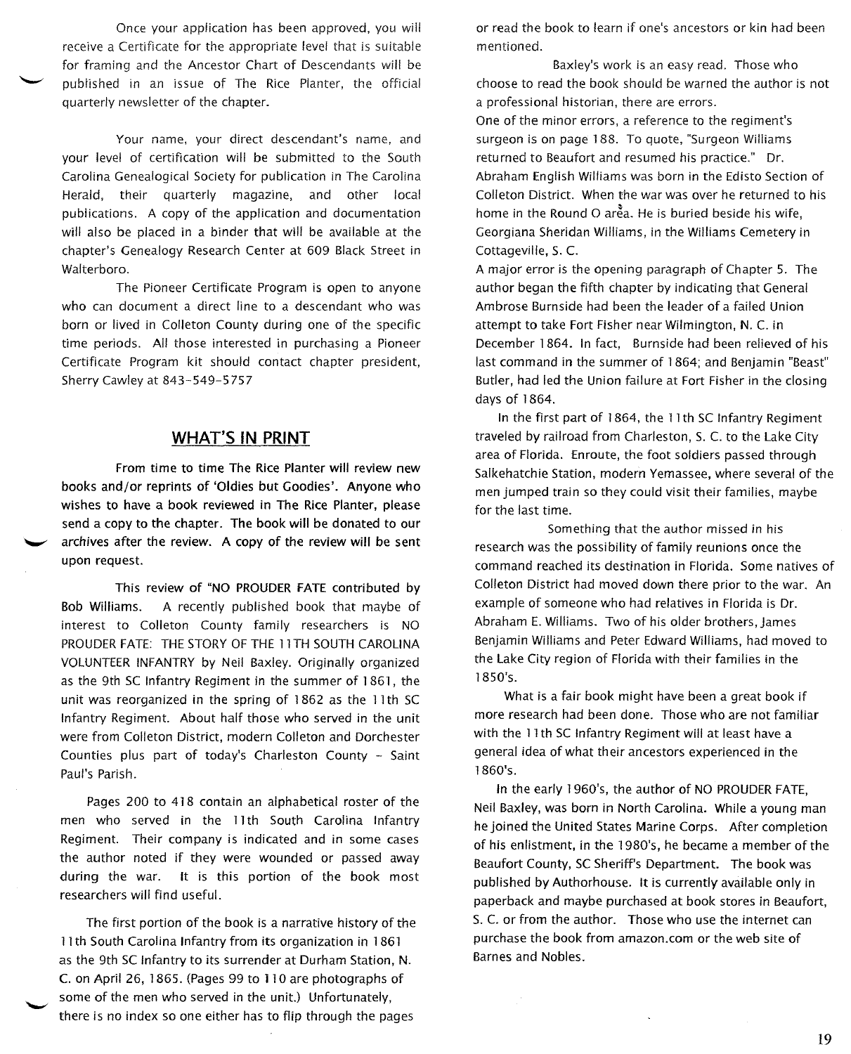Once your application has been approved, you will receive a Certificate for the appropriate level that is suitable for framing and the Ancestor Chart of Descendants will be published in an issue of The Rice Planter, the official quarterly newsletter of the chapter.

Your name, your direct descendant's name, and your level of certification will be submitted to the South Carolina Genealogical Society for publication in The Carolina Herald, their quarterly magazine, and other local publications. A copy of the application and documentation will also be placed in a binder that will be available at the chapter's Genealogy Research Center at 609 Black Street in Walterboro.

The Pioneer Certificate Program is open to anyone who can document a direct line to a descendant who was born or lived in Colleton County during one of the specific time periods. All those interested in purchasing a Pioneer Certificate Program kit should contact chapter president, Sherry Cawley at 843-549-5757

## WHAT'S IN PRINT

**From time to time The Rice Planter will review new books and/or reprints of 'Oldies but Goodies'. Anyone who wishes to have a book reviewed in The Rice Planter, please send a copy to the chapter. The book will be donated to our archives after the review. A copy of the review will be sent upon request.**

This review of "NO PROUDER FATE contributed by Bob Williams. A recently published book that maybe of interest to Colleton County family researchers is NO PROUDER FATE: THE STORY OF THE 11TH SOUTH CAROLINA VOLUNTEER INFANTRY by Neil Baxley. Originally organized as the 9th SC Infantry Regiment in the summer of 1861, the unit was reorganized in the spring of 1862 as the 11th SC Infantry Regiment. About half those who served in the unit were from Colleton District, modern Colleton and Dorchester Counties plus part of today's Charleston County - Saint Paul's Parish.

Pages 200 to 418 contain an alphabetical roster of the men who served in the 11th South Carolina Infantry Regiment. Their company is indicated and in some cases the author noted if they were wounded or passed away during the war. It is this portion of the book most researchers will find useful.

The first portion of the book is a narrative history of the 11th South Carolina Infantry from its organization in 1861 as the 9th SC Infantry to its surrender at Durham Station, N. C. on April 26, 1865. (Pages 99 to 110 are photographs of some of the men who served in the unit.) Unfortunately, there is no index so one either has to flip through the pages or read the book to learn if one's ancestors or kin had been mentioned.

Baxley's work is an easy read. Those who choose to read the book should be warned the author is not a professional historian, there are errors.

One of the minor errors, a reference to the regiment's surgeon is on page 188. To quote, "Surgeon Williams returned to Beaufort and resumed his practice." Dr. Abraham English Williams was born in the Edisto Section of Colleton District. When the war was over he returned to his home in the Round O area. He is buried beside his wife, Georgiana Sheridan Williams, in the Williams Cemetery in Cottageville, S. C.

A major error is the opening paragraph of Chapter 5. The author began the fifth chapter by indicating that General Ambrose Burnside had been the leader of a failed Union attempt to take Fort Fisher near Wilmington, N. C. in December 1864. In fact, Burnside had been relieved of his last command in the summer of 1864; and Benjamin "Beast" Butler, had led the Union failure at Fort Fisher in the closing days of 1864.

In the first part of 1864, the 11th SC Infantry Regiment traveled by railroad from Charleston, S. C. to the Lake City area of Florida. Enroute, the foot soldiers passed through Salkehatchie Station, modern Yemassee, where several of the men jumped train so they could visit their families, maybe for the last time.

Something that the author missed in his research was the possibility of family reunions once the command reached its destination in Florida. Some natives of Colleton District had moved down there prior to the war. An example of someone who had relatives in Florida is Dr. Abraham E. Williams. Two of his older brothers, James Benjamin Williams and Peter Edward Williams, had moved to the Lake City region of Florida with their families in the 1850's.

What is a fair book might have been a great book if more research had been done. Those who are not familiar with the 11th SC Infantry Regiment will at least have a general idea of what their ancestors experienced in the 1860's.

In the early 1960's, the author of NO PROUDER FATE, Neil Baxley, was born in North Carolina. While a young man he joined the United States Marine Corps. After completion of his enlistment, in the 1980's, he became a member of the Beaufort County, SC Sheriff's Department. The book was published by Authorhouse. It is currently available only in paperback and maybe purchased at book stores in Beaufort, S. C. or from the author. Those who use the internet can purchase the book from amazon.com or the web site of Barnes and Nobles.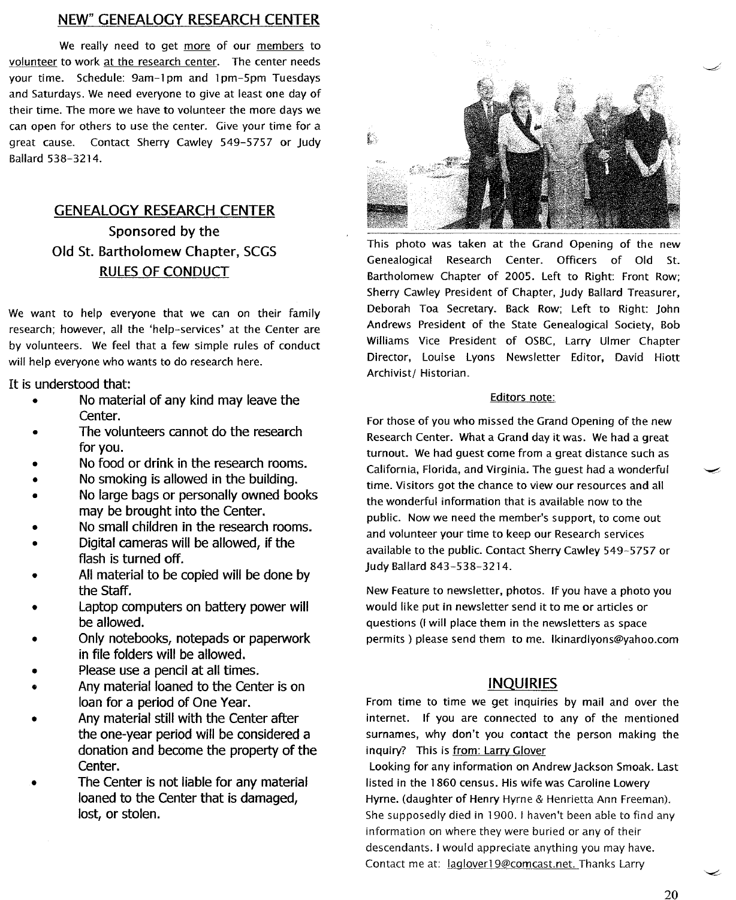## NEW" GENEALOGY RESEARCH CENTER

We really need to get more of our members to volunteer to work at the research center. The center needs your time. Schedule: 9am-1pm and 1pm-5pm Tuesdays and Saturdays. We need everyone to give at least one day of their time. The more we have to volunteer the more days we can open for others to use the center. Give your time for a great cause. Contact Sherry Cawley 549-5757 or Judy Ballard 538-3214.

## GENEALOGY RESEARCH CENTER

### Sponsored by the Old St. Bartholomew Chapter, SCGS

### RULES OF CONDUCT

We want to help everyone that we can on their family research; however, all the 'help-services' at the Center are by volunteers. We feel that a few simple rules of conduct will help everyone who wants to do research here.

It is understood that:

- No material of any kind may leave the Center.
- The volunteers cannot do the research for you.
- No food or drink in the research rooms.
- No smoking is allowed in the building.
- No large bags or personally owned books may be brought into the Center.
- No small children in the research rooms.
- Digital cameras will be allowed, if the flash is turned off.
- All material to be copied will be done by the Staff.
- Laptop computers on battery power will be allowed.
- Only notebooks, notepads or paperwork in file folders will be allowed.
- Please use a pencil at all times.
- Any material loaned to the Center is on loan for a period of One Year.
- Any material still with the Center after the one-year period will be considered a donation and become the property of the Center.
- The Center is not liable for any material loaned to the Center that is damaged, lost, or stolen.

This photo was taken at the Grand Opening of the new Genealogical Research Center. Officers of Old St. Bartholomew Chapter of 2005. Left to Right: Front Row; Sherry Cawley President of Chapter, Judy Ballard Treasurer, Deborah Toa Secretary. Back Row; Left to Right: John Andrews President of the State Genealogical Society, Bob Williams Vice President of OSBC, Larry Ulmer Chapter Director, Louise Lyons Newsletter Editor, David Hiott Archivist/ Historian.

### Editors note:

For those of you who missed the Grand Opening of the new Research Center. What a Grand day it was. We had a great turnout. We had guest come from a great distance such as California, Florida, and Virginia. The guest had a wonderful time. Visitors got the chance to view our resources and all the wonderful information that is available now to the public. Now we need the member's support, to come out and volunteer your time to keep our Research services available to the public. Contact Sherry Cawley 549-5757 or Judy Ballard 843-538-3214.

New Feature to newsletter, photos. If you have a photo you would like put in newsletter send it to me or articles or questions (I will place them in the newsletters as space permits ) please send them to me. lkinardlyons@yahoo.com

## INQUIRIES

From time to time we get inquiries by mail and over the internet. If you are connected to any of the mentioned surnames, why don't you contact the person making the inquiry? This is from: Larry Glover

Looking for any information on Andrew Jackson Smoak. Last listed in the 1860 census. His wife was Caroline Lowery Hyrne. (daughter of Henry Hyrne & Henrietta Ann Freeman). She supposedly died in 1900. I haven't been able to find any information on where they were buried or any of their descendants. I would appreciate anything you may have. Contact me at: laglover19@comcast.net. Thanks Larry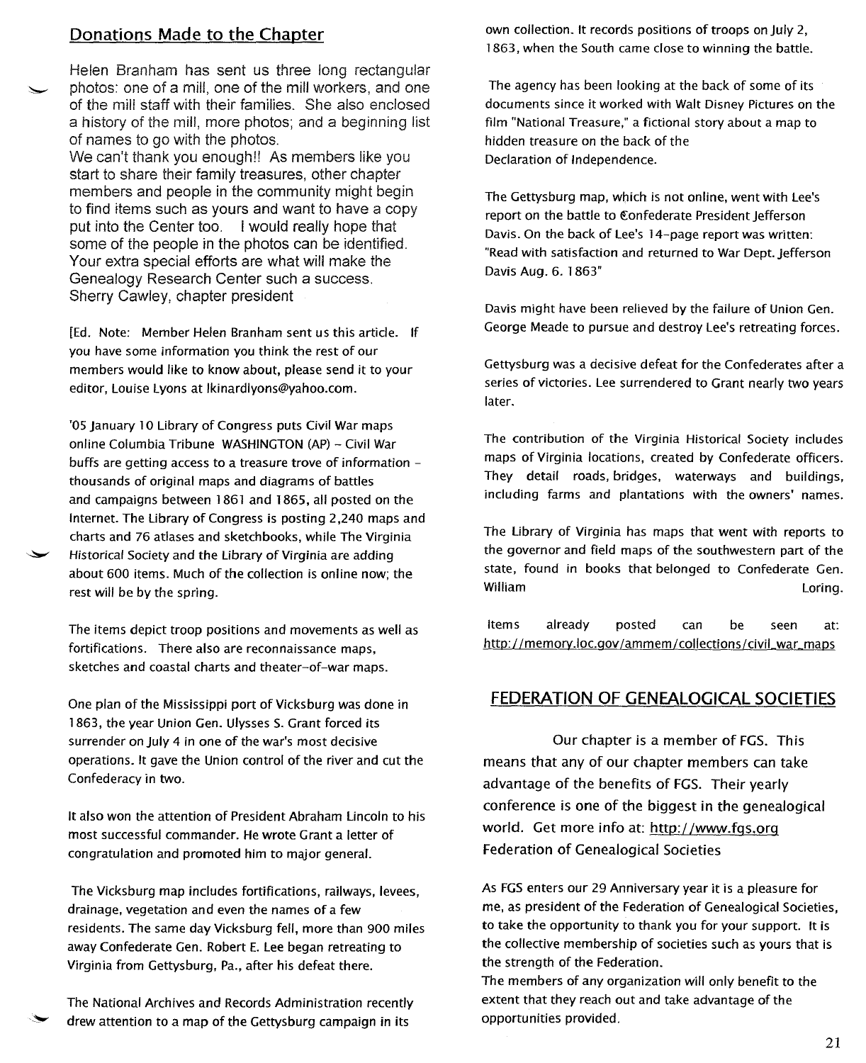## Donations Made to the Chapter

Helen Branham has sent us three long rectangular photos: one of a mill, one of the mill workers, and one of the mill staff with their families. She also enclosed a history of the mill, more photos; and a beginning list of names to go with the photos.
We can't thank you enough!! As members like you start to share their family treasures, other chapter members and people in the community might begin to find items such as yours and want to have a copy put into the Center too. I would really hope that some of the people in the photos can be identified. Your extra special efforts are what will make the Genealogy Research Center such a success.
Sherry Cawley, chapter president

[Ed. Note: Member Helen Branham sent us this article. If you have some information you think the rest of our members would like to know about, please send it to your editor, Louise Lyons at lkinardlyons@yahoo.com.

'05 January 10 Library of Congress puts Civil War maps online Columbia Tribune WASHINGTON (AP) – Civil War buffs are getting access to a treasure trove of information – thousands of original maps and diagrams of battles and campaigns between 1861 and 1865, all posted on the Internet. The Library of Congress is posting 2,240 maps and charts and 76 atlases and sketchbooks, while The Virginia Historical Society and the Library of Virginia are adding about 600 items. Much of the collection is online now; the rest will be by the spring.

The items depict troop positions and movements as well as fortifications. There also are reconnaissance maps, sketches and coastal charts and theater-of-war maps.

One plan of the Mississippi port of Vicksburg was done in 1863, the year Union Gen. Ulysses S. Grant forced its surrender on July 4 in one of the war's most decisive operations. It gave the Union control of the river and cut the Confederacy in two.

It also won the attention of President Abraham Lincoln to his most successful commander. He wrote Grant a letter of congratulation and promoted him to major general.

The Vicksburg map includes fortifications, railways, levees, drainage, vegetation and even the names of a few residents. The same day Vicksburg fell, more than 900 miles away Confederate Gen. Robert E. Lee began retreating to Virginia from Gettysburg, Pa., after his defeat there.

The National Archives and Records Administration recently drew attention to a map of the Gettysburg campaign in its own collection. It records positions of troops on July 2, 1863, when the South came close to winning the battle.

The agency has been looking at the back of some of its documents since it worked with Walt Disney Pictures on the film "National Treasure," a fictional story about a map to hidden treasure on the back of the Declaration of Independence.

The Gettysburg map, which is not online, went with Lee's report on the battle to Confederate President Jefferson Davis. On the back of Lee's 14-page report was written: "Read with satisfaction and returned to War Dept. Jefferson Davis Aug. 6. 1863"

Davis might have been relieved by the failure of Union Gen. George Meade to pursue and destroy Lee's retreating forces.

Gettysburg was a decisive defeat for the Confederates after a series of victories. Lee surrendered to Grant nearly two years later.

The contribution of the Virginia Historical Society includes maps of Virginia locations, created by Confederate officers. They detail roads, bridges, waterways and buildings, including farms and plantations with the owners' names.

The Library of Virginia has maps that went with reports to the governor and field maps of the southwestern part of the state, found in books that belonged to Confederate Gen. William Loring.

Items already posted can be seen at: http://memory.loc.gov/ammem/collections/civil_war_maps

## FEDERATION OF GENEALOGICAL SOCIETIES

Our chapter is a member of FGS. This means that any of our chapter members can take advantage of the benefits of FGS. Their yearly conference is one of the biggest in the genealogical world. Get more info at: http://www.fgs.org
Federation of Genealogical Societies

As FGS enters our 29 Anniversary year it is a pleasure for me, as president of the Federation of Genealogical Societies, to take the opportunity to thank you for your support. It is the collective membership of societies such as yours that is the strength of the Federation.
The members of any organization will only benefit to the extent that they reach out and take advantage of the opportunities provided.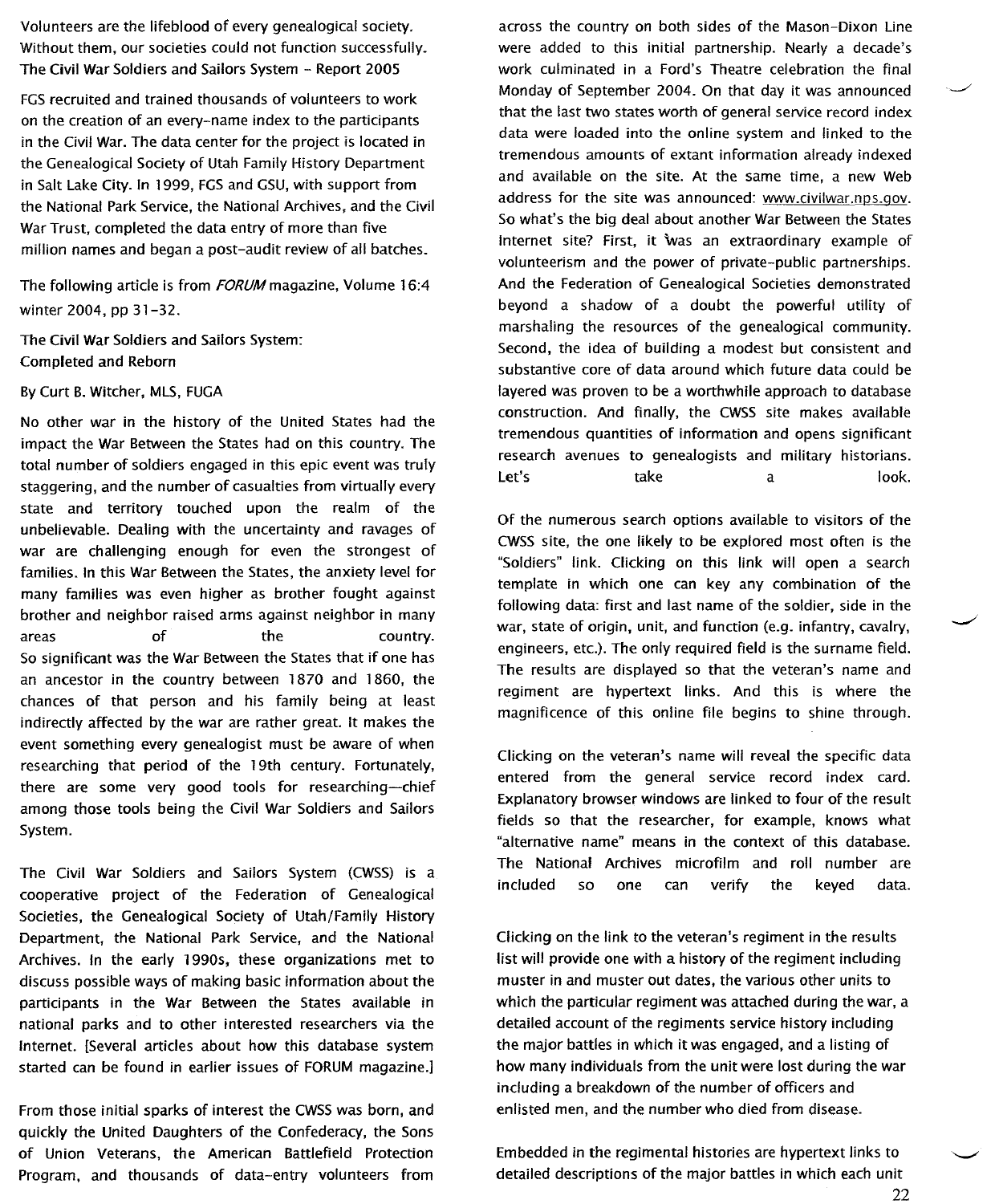Volunteers are the lifeblood of every genealogical society. Without them, our societies could not function successfully. The Civil War Soldiers and Sailors System – Report 2005

FGS recruited and trained thousands of volunteers to work on the creation of an every-name index to the participants in the Civil War. The data center for the project is located in the Genealogical Society of Utah Family History Department in Salt Lake City. In 1999, FGS and GSU, with support from the National Park Service, the National Archives, and the Civil War Trust, completed the data entry of more than five million names and began a post-audit review of all batches.

The following article is from *FORUM* magazine, Volume 16:4 winter 2004, pp 31-32.

The Civil War Soldiers and Sailors System: Completed and Reborn

By Curt B. Witcher, MLS, FUGA

No other war in the history of the United States had the impact the War Between the States had on this country. The total number of soldiers engaged in this epic event was truly staggering, and the number of casualties from virtually every state and territory touched upon the realm of the unbelievable. Dealing with the uncertainty and ravages of war are challenging enough for even the strongest of families. In this War Between the States, the anxiety level for many families was even higher as brother fought against brother and neighbor raised arms against neighbor in many areas of the country. So significant was the War Between the States that if one has an ancestor in the country between 1870 and 1860, the chances of that person and his family being at least indirectly affected by the war are rather great. It makes the event something every genealogist must be aware of when researching that period of the 19th century. Fortunately, there are some very good tools for researching—chief among those tools being the Civil War Soldiers and Sailors System.

The Civil War Soldiers and Sailors System (CWSS) is a cooperative project of the Federation of Genealogical Societies, the Genealogical Society of Utah/Family History Department, the National Park Service, and the National Archives. In the early 1990s, these organizations met to discuss possible ways of making basic information about the participants in the War Between the States available in national parks and to other interested researchers via the Internet. [Several articles about how this database system started can be found in earlier issues of FORUM magazine.]

From those initial sparks of interest the CWSS was born, and quickly the United Daughters of the Confederacy, the Sons of Union Veterans, the American Battlefield Protection Program, and thousands of data-entry volunteers from across the country on both sides of the Mason-Dixon Line were added to this initial partnership. Nearly a decade's work culminated in a Ford's Theatre celebration the final Monday of September 2004. On that day it was announced that the last two states worth of general service record index data were loaded into the online system and linked to the tremendous amounts of extant information already indexed and available on the site. At the same time, a new Web address for the site was announced: www.civilwar.nps.gov. So what's the big deal about another War Between the States Internet site? First, it was an extraordinary example of volunteerism and the power of private-public partnerships. And the Federation of Genealogical Societies demonstrated beyond a shadow of a doubt the powerful utility of marshaling the resources of the genealogical community. Second, the idea of building a modest but consistent and substantive core of data around which future data could be layered was proven to be a worthwhile approach to database construction. And finally, the CWSS site makes available tremendous quantities of information and opens significant research avenues to genealogists and military historians. Let's take a look.

Of the numerous search options available to visitors of the CWSS site, the one likely to be explored most often is the "Soldiers" link. Clicking on this link will open a search template in which one can key any combination of the following data: first and last name of the soldier, side in the war, state of origin, unit, and function (e.g. infantry, cavalry, engineers, etc.). The only required field is the surname field. The results are displayed so that the veteran's name and regiment are hypertext links. And this is where the magnificence of this online file begins to shine through.

Clicking on the veteran's name will reveal the specific data entered from the general service record index card. Explanatory browser windows are linked to four of the result fields so that the researcher, for example, knows what "alternative name" means in the context of this database. The National Archives microfilm and roll number are included so one can verify the keyed data.

Clicking on the link to the veteran's regiment in the results list will provide one with a history of the regiment including muster in and muster out dates, the various other units to which the particular regiment was attached during the war, a detailed account of the regiments service history including the major battles in which it was engaged, and a listing of how many individuals from the unit were lost during the war including a breakdown of the number of officers and enlisted men, and the number who died from disease.

Embedded in the regimental histories are hypertext links to detailed descriptions of the major battles in which each unit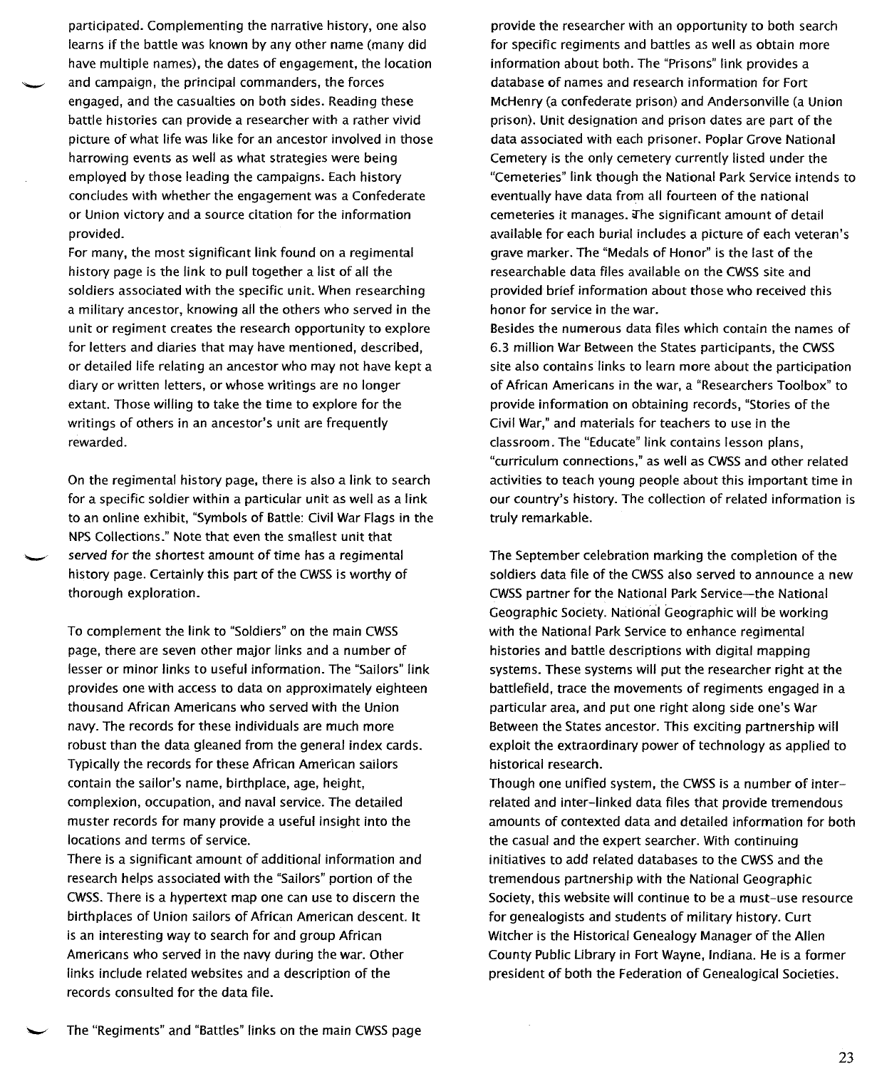participated. Complementing the narrative history, one also learns if the battle was known by any other name (many did have multiple names), the dates of engagement, the location and campaign, the principal commanders, the forces engaged, and the casualties on both sides. Reading these battle histories can provide a researcher with a rather vivid picture of what life was like for an ancestor involved in those harrowing events as well as what strategies were being employed by those leading the campaigns. Each history concludes with whether the engagement was a Confederate or Union victory and a source citation for the information provided.

For many, the most significant link found on a regimental history page is the link to pull together a list of all the soldiers associated with the specific unit. When researching a military ancestor, knowing all the others who served in the unit or regiment creates the research opportunity to explore for letters and diaries that may have mentioned, described, or detailed life relating an ancestor who may not have kept a diary or written letters, or whose writings are no longer extant. Those willing to take the time to explore for the writings of others in an ancestor's unit are frequently rewarded.

On the regimental history page, there is also a link to search for a specific soldier within a particular unit as well as a link to an online exhibit, "Symbols of Battle: Civil War Flags in the NPS Collections." Note that even the smallest unit that served for the shortest amount of time has a regimental history page. Certainly this part of the CWSS is worthy of thorough exploration.

To complement the link to "Soldiers" on the main CWSS page, there are seven other major links and a number of lesser or minor links to useful information. The "Sailors" link provides one with access to data on approximately eighteen thousand African Americans who served with the Union navy. The records for these individuals are much more robust than the data gleaned from the general index cards. Typically the records for these African American sailors contain the sailor's name, birthplace, age, height, complexion, occupation, and naval service. The detailed muster records for many provide a useful insight into the locations and terms of service.

There is a significant amount of additional information and research helps associated with the "Sailors" portion of the CWSS. There is a hypertext map one can use to discern the birthplaces of Union sailors of African American descent. It is an interesting way to search for and group African Americans who served in the navy during the war. Other links include related websites and a description of the records consulted for the data file.

The "Regiments" and "Battles" links on the main CWSS page provide the researcher with an opportunity to both search for specific regiments and battles as well as obtain more information about both. The "Prisons" link provides a database of names and research information for Fort McHenry (a confederate prison) and Andersonville (a Union prison). Unit designation and prison dates are part of the data associated with each prisoner. Poplar Grove National Cemetery is the only cemetery currently listed under the "Cemeteries" link though the National Park Service intends to eventually have data from all fourteen of the national cemeteries it manages. The significant amount of detail available for each burial includes a picture of each veteran's grave marker. The "Medals of Honor" is the last of the researchable data files available on the CWSS site and provided brief information about those who received this honor for service in the war.

Besides the numerous data files which contain the names of 6.3 million War Between the States participants, the CWSS site also contains links to learn more about the participation of African Americans in the war, a "Researchers Toolbox" to provide information on obtaining records, "Stories of the Civil War," and materials for teachers to use in the classroom. The "Educate" link contains lesson plans, "curriculum connections," as well as CWSS and other related activities to teach young people about this important time in our country's history. The collection of related information is truly remarkable.

The September celebration marking the completion of the soldiers data file of the CWSS also served to announce a new CWSS partner for the National Park Service—the National Geographic Society. National Geographic will be working with the National Park Service to enhance regimental histories and battle descriptions with digital mapping systems. These systems will put the researcher right at the battlefield, trace the movements of regiments engaged in a particular area, and put one right along side one's War Between the States ancestor. This exciting partnership will exploit the extraordinary power of technology as applied to historical research.

Though one unified system, the CWSS is a number of inter-related and inter-linked data files that provide tremendous amounts of contexted data and detailed information for both the casual and the expert searcher. With continuing initiatives to add related databases to the CWSS and the tremendous partnership with the National Geographic Society, this website will continue to be a must-use resource for genealogists and students of military history. Curt Witcher is the Historical Genealogy Manager of the Allen County Public Library in Fort Wayne, Indiana. He is a former president of both the Federation of Genealogical Societies.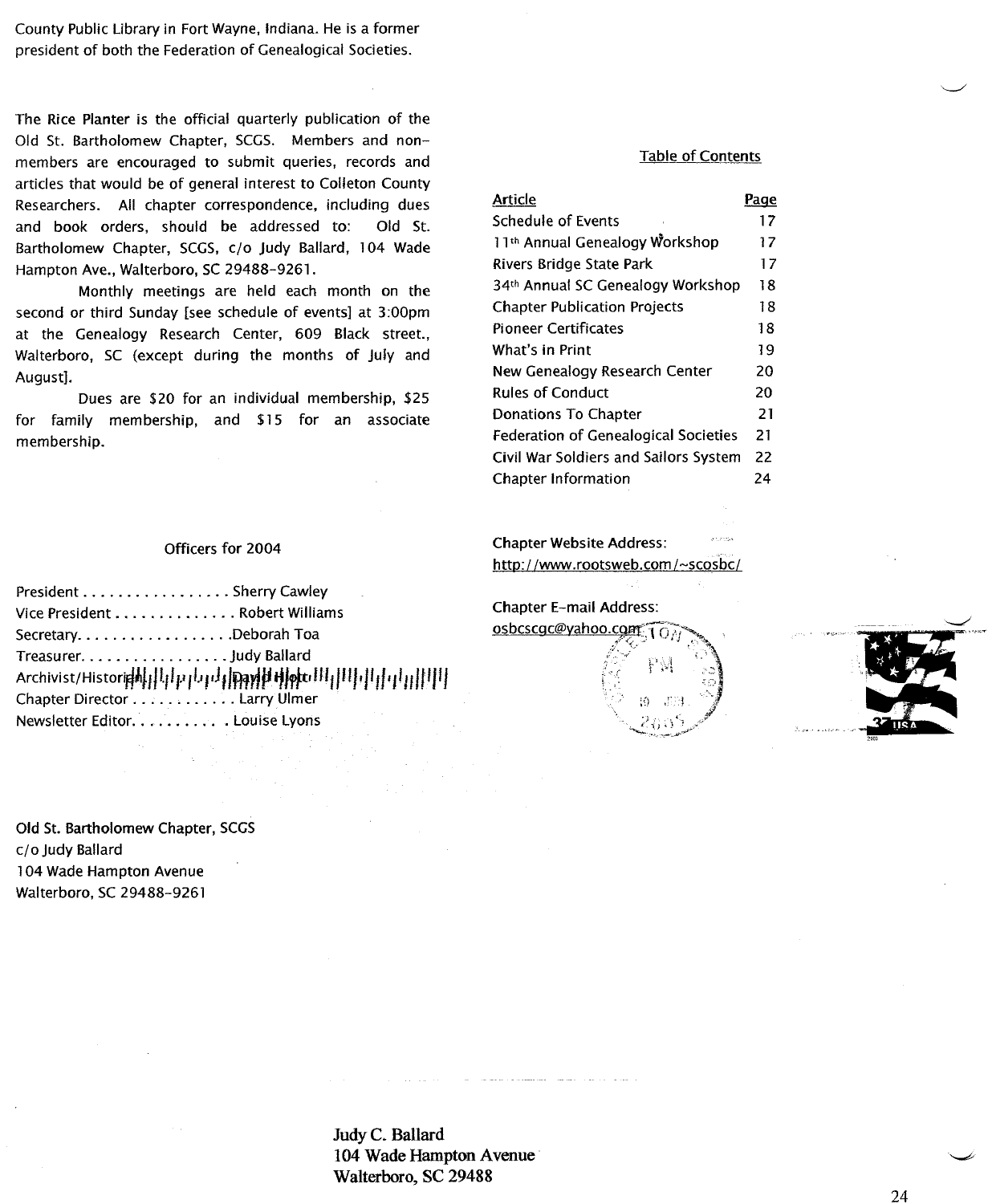County Public Library in Fort Wayne, Indiana. He is a former president of both the Federation of Genealogical Societies.

The Rice Planter is the official quarterly publication of the Old St. Bartholomew Chapter, SCGS. Members and non-members are encouraged to submit queries, records and articles that would be of general interest to Colleton County Researchers. All chapter correspondence, including dues and book orders, should be addressed to: Old St. Bartholomew Chapter, SCGS, c/o Judy Ballard, 104 Wade Hampton Ave., Walterboro, SC 29488-9261.

Monthly meetings are held each month on the second or third Sunday [see schedule of events] at 3:00pm at the Genealogy Research Center, 609 Black street., Walterboro, SC (except during the months of July and August].

Dues are $20 for an individual membership, $25 for family membership, and $15 for an associate membership.

Officers for 2004

President . . . . . . . . . . . . . . . . . Sherry Cawley
Vice President . . . . . . . . . . . . . . Robert Williams
Secretary. . . . . . . . . . . . . . . . . .Deborah Toa
Treasurer. . . . . . . . . . . . . . . . . Judy Ballard
Archivist/Historian . . . . . . . . . . . David Hiott
Chapter Director . . . . . . . . . . . . Larry Ulmer
Newsletter Editor. . . . . . . . . . . Louise Lyons

Table of Contents

| Article | Page |
|---|---|
| Schedule of Events | 17 |
| 11th Annual Genealogy Workshop | 17 |
| Rivers Bridge State Park | 17 |
| 34th Annual SC Genealogy Workshop | 18 |
| Chapter Publication Projects | 18 |
| Pioneer Certificates | 18 |
| What's in Print | 19 |
| New Genealogy Research Center | 20 |
| Rules of Conduct | 20 |
| Donations To Chapter | 21 |
| Federation of Genealogical Societies | 21 |
| Civil War Soldiers and Sailors System | 22 |
| Chapter Information | 24 |

Chapter Website Address:
http://www.rootsweb.com/~scosbc/

Chapter E-mail Address:
osbcscgc@yahoo.com

Old St. Bartholomew Chapter, SCGS
c/o Judy Ballard
104 Wade Hampton Avenue
Walterboro, SC 29488-9261

Judy C. Ballard
104 Wade Hampton Avenue
Walterboro, SC 29488